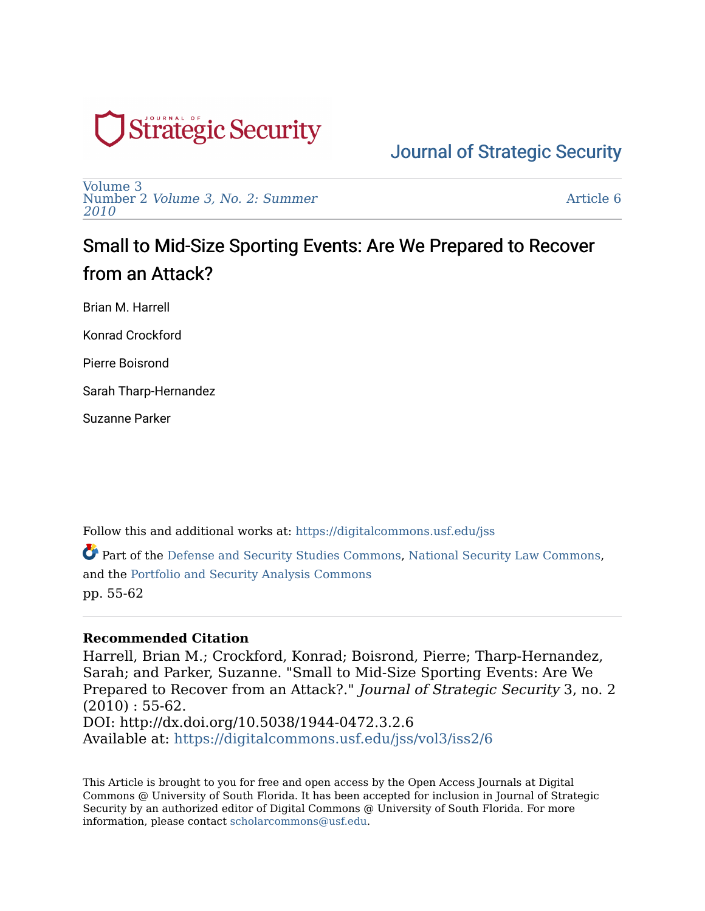Journal of Strategic Security

Volume 3
Number 2 *Volume 3, No. 2: Summer 2010*

Article 6

# Small to Mid-Size Sporting Events: Are We Prepared to Recover from an Attack?

Brian M. Harrell

Konrad Crockford

Pierre Boisrond

Sarah Tharp-Hernandez

Suzanne Parker

Follow this and additional works at: https://digitalcommons.usf.edu/jss

Part of the Defense and Security Studies Commons, National Security Law Commons, and the Portfolio and Security Analysis Commons

pp. 55-62

**Recommended Citation**

Harrell, Brian M.; Crockford, Konrad; Boisrond, Pierre; Tharp-Hernandez, Sarah; and Parker, Suzanne. "Small to Mid-Size Sporting Events: Are We Prepared to Recover from an Attack?." *Journal of Strategic Security* 3, no. 2 (2010) : 55-62.

DOI: http://dx.doi.org/10.5038/1944-0472.3.2.6

Available at: https://digitalcommons.usf.edu/jss/vol3/iss2/6

This Article is brought to you for free and open access by the Open Access Journals at Digital Commons @ University of South Florida. It has been accepted for inclusion in Journal of Strategic Security by an authorized editor of Digital Commons @ University of South Florida. For more information, please contact scholarcommons@usf.edu.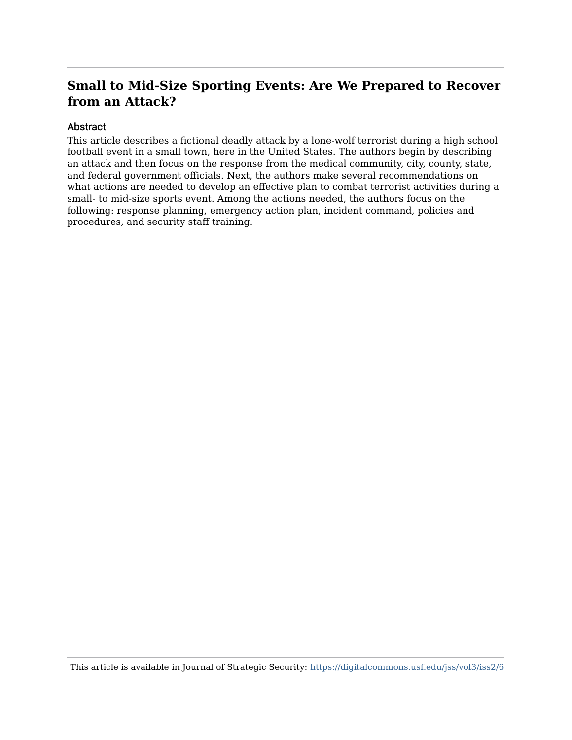# Small to Mid-Size Sporting Events: Are We Prepared to Recover from an Attack?

## Abstract

This article describes a fictional deadly attack by a lone-wolf terrorist during a high school football event in a small town, here in the United States. The authors begin by describing an attack and then focus on the response from the medical community, city, county, state, and federal government officials. Next, the authors make several recommendations on what actions are needed to develop an effective plan to combat terrorist activities during a small- to mid-size sports event. Among the actions needed, the authors focus on the following: response planning, emergency action plan, incident command, policies and procedures, and security staff training.

This article is available in Journal of Strategic Security: https://digitalcommons.usf.edu/jss/vol3/iss2/6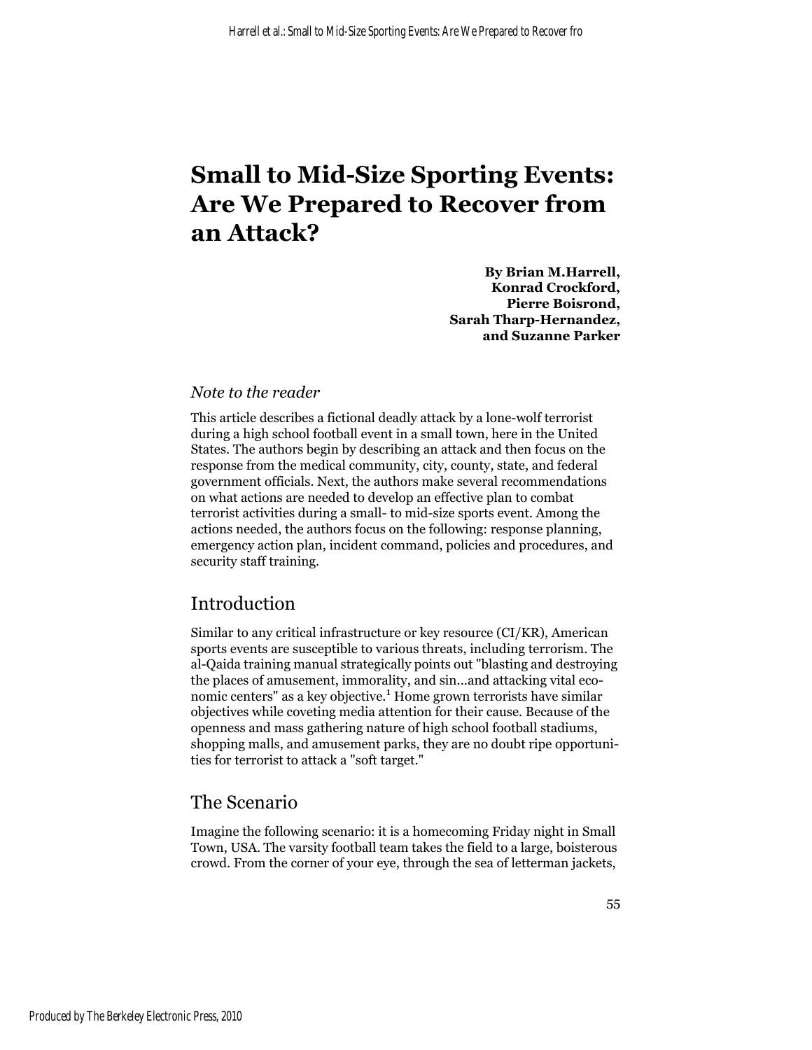# Small to Mid-Size Sporting Events: Are We Prepared to Recover from an Attack?

**By Brian M.Harrell, Konrad Crockford, Pierre Boisrond, Sarah Tharp-Hernandez, and Suzanne Parker**

*Note to the reader*

This article describes a fictional deadly attack by a lone-wolf terrorist during a high school football event in a small town, here in the United States. The authors begin by describing an attack and then focus on the response from the medical community, city, county, state, and federal government officials. Next, the authors make several recommendations on what actions are needed to develop an effective plan to combat terrorist activities during a small- to mid-size sports event. Among the actions needed, the authors focus on the following: response planning, emergency action plan, incident command, policies and procedures, and security staff training.

## Introduction

Similar to any critical infrastructure or key resource (CI/KR), American sports events are susceptible to various threats, including terrorism. The al-Qaida training manual strategically points out "blasting and destroying the places of amusement, immorality, and sin...and attacking vital economic centers" as a key objective.[1] Home grown terrorists have similar objectives while coveting media attention for their cause. Because of the openness and mass gathering nature of high school football stadiums, shopping malls, and amusement parks, they are no doubt ripe opportunities for terrorist to attack a "soft target."

## The Scenario

Imagine the following scenario: it is a homecoming Friday night in Small Town, USA. The varsity football team takes the field to a large, boisterous crowd. From the corner of your eye, through the sea of letterman jackets,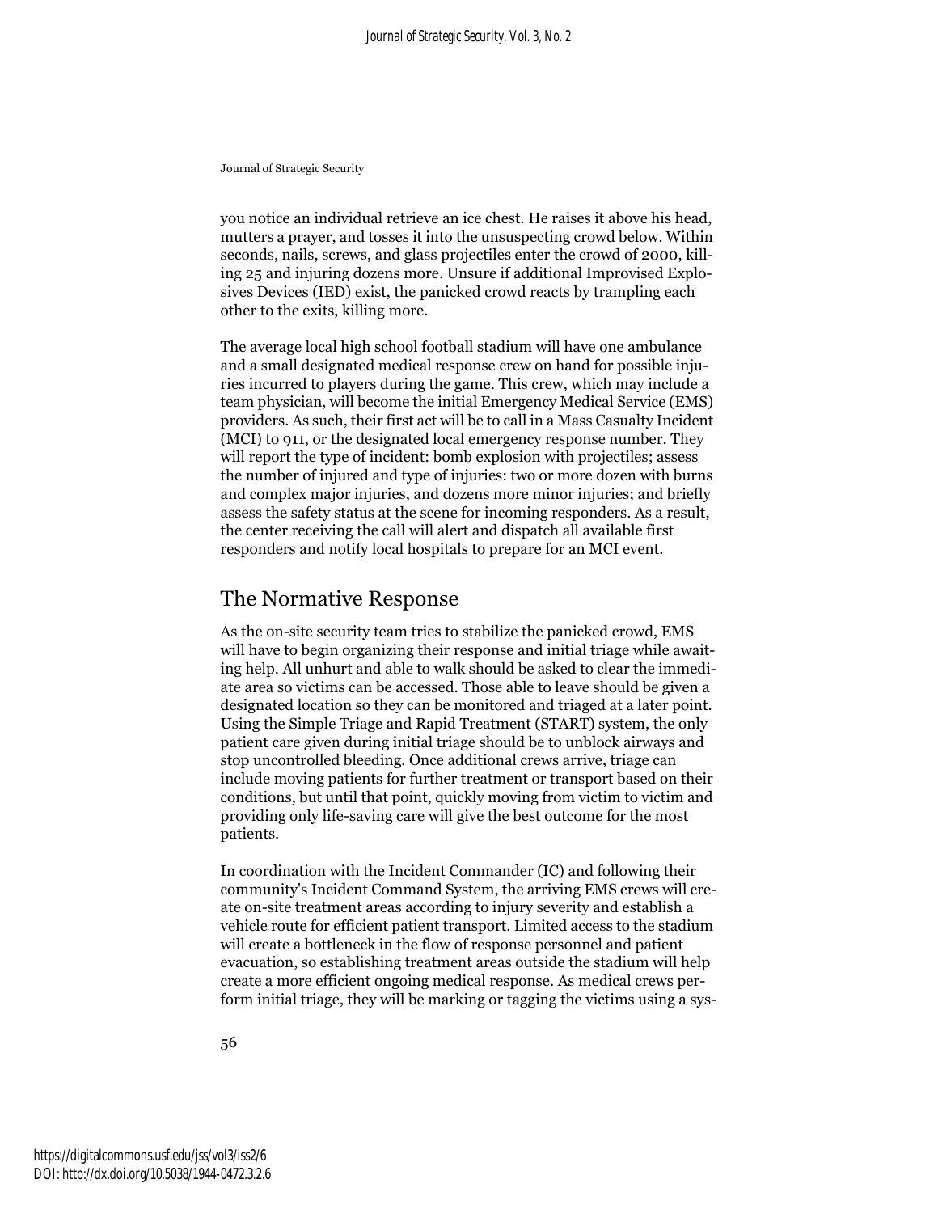you notice an individual retrieve an ice chest. He raises it above his head, mutters a prayer, and tosses it into the unsuspecting crowd below. Within seconds, nails, screws, and glass projectiles enter the crowd of 2000, killing 25 and injuring dozens more. Unsure if additional Improvised Explosives Devices (IED) exist, the panicked crowd reacts by trampling each other to the exits, killing more.

The average local high school football stadium will have one ambulance and a small designated medical response crew on hand for possible injuries incurred to players during the game. This crew, which may include a team physician, will become the initial Emergency Medical Service (EMS) providers. As such, their first act will be to call in a Mass Casualty Incident (MCI) to 911, or the designated local emergency response number. They will report the type of incident: bomb explosion with projectiles; assess the number of injured and type of injuries: two or more dozen with burns and complex major injuries, and dozens more minor injuries; and briefly assess the safety status at the scene for incoming responders. As a result, the center receiving the call will alert and dispatch all available first responders and notify local hospitals to prepare for an MCI event.

## The Normative Response

As the on-site security team tries to stabilize the panicked crowd, EMS will have to begin organizing their response and initial triage while awaiting help. All unhurt and able to walk should be asked to clear the immediate area so victims can be accessed. Those able to leave should be given a designated location so they can be monitored and triaged at a later point. Using the Simple Triage and Rapid Treatment (START) system, the only patient care given during initial triage should be to unblock airways and stop uncontrolled bleeding. Once additional crews arrive, triage can include moving patients for further treatment or transport based on their conditions, but until that point, quickly moving from victim to victim and providing only life-saving care will give the best outcome for the most patients.

In coordination with the Incident Commander (IC) and following their community's Incident Command System, the arriving EMS crews will create on-site treatment areas according to injury severity and establish a vehicle route for efficient patient transport. Limited access to the stadium will create a bottleneck in the flow of response personnel and patient evacuation, so establishing treatment areas outside the stadium will help create a more efficient ongoing medical response. As medical crews perform initial triage, they will be marking or tagging the victims using a sys-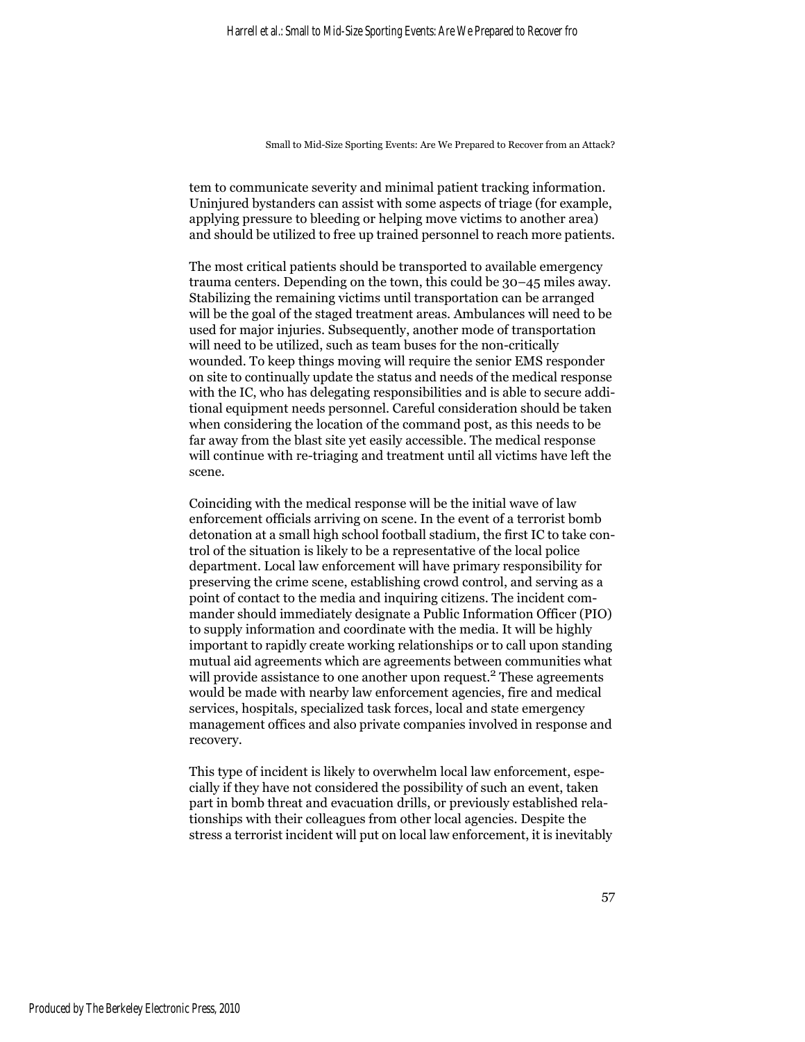tem to communicate severity and minimal patient tracking information. Uninjured bystanders can assist with some aspects of triage (for example, applying pressure to bleeding or helping move victims to another area) and should be utilized to free up trained personnel to reach more patients.

The most critical patients should be transported to available emergency trauma centers. Depending on the town, this could be 30–45 miles away. Stabilizing the remaining victims until transportation can be arranged will be the goal of the staged treatment areas. Ambulances will need to be used for major injuries. Subsequently, another mode of transportation will need to be utilized, such as team buses for the non-critically wounded. To keep things moving will require the senior EMS responder on site to continually update the status and needs of the medical response with the IC, who has delegating responsibilities and is able to secure additional equipment needs personnel. Careful consideration should be taken when considering the location of the command post, as this needs to be far away from the blast site yet easily accessible. The medical response will continue with re-triaging and treatment until all victims have left the scene.

Coinciding with the medical response will be the initial wave of law enforcement officials arriving on scene. In the event of a terrorist bomb detonation at a small high school football stadium, the first IC to take control of the situation is likely to be a representative of the local police department. Local law enforcement will have primary responsibility for preserving the crime scene, establishing crowd control, and serving as a point of contact to the media and inquiring citizens. The incident commander should immediately designate a Public Information Officer (PIO) to supply information and coordinate with the media. It will be highly important to rapidly create working relationships or to call upon standing mutual aid agreements which are agreements between communities what will provide assistance to one another upon request.[2] These agreements would be made with nearby law enforcement agencies, fire and medical services, hospitals, specialized task forces, local and state emergency management offices and also private companies involved in response and recovery.

This type of incident is likely to overwhelm local law enforcement, especially if they have not considered the possibility of such an event, taken part in bomb threat and evacuation drills, or previously established relationships with their colleagues from other local agencies. Despite the stress a terrorist incident will put on local law enforcement, it is inevitably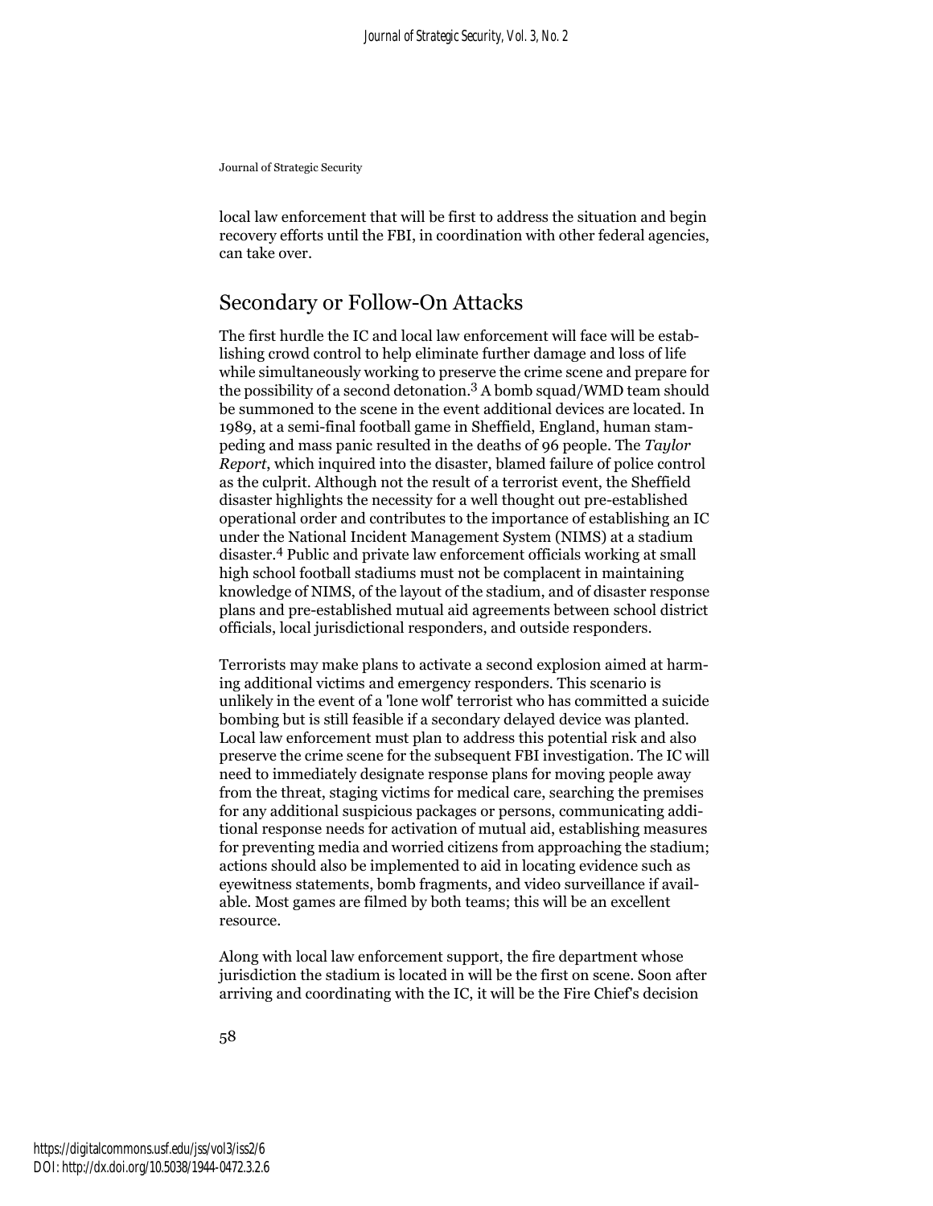local law enforcement that will be first to address the situation and begin recovery efforts until the FBI, in coordination with other federal agencies, can take over.

## Secondary or Follow-On Attacks

The first hurdle the IC and local law enforcement will face will be establishing crowd control to help eliminate further damage and loss of life while simultaneously working to preserve the crime scene and prepare for the possibility of a second detonation.[3] A bomb squad/WMD team should be summoned to the scene in the event additional devices are located. In 1989, at a semi-final football game in Sheffield, England, human stampeding and mass panic resulted in the deaths of 96 people. The *Taylor Report*, which inquired into the disaster, blamed failure of police control as the culprit. Although not the result of a terrorist event, the Sheffield disaster highlights the necessity for a well thought out pre-established operational order and contributes to the importance of establishing an IC under the National Incident Management System (NIMS) at a stadium disaster.[4] Public and private law enforcement officials working at small high school football stadiums must not be complacent in maintaining knowledge of NIMS, of the layout of the stadium, and of disaster response plans and pre-established mutual aid agreements between school district officials, local jurisdictional responders, and outside responders.

Terrorists may make plans to activate a second explosion aimed at harming additional victims and emergency responders. This scenario is unlikely in the event of a 'lone wolf' terrorist who has committed a suicide bombing but is still feasible if a secondary delayed device was planted. Local law enforcement must plan to address this potential risk and also preserve the crime scene for the subsequent FBI investigation. The IC will need to immediately designate response plans for moving people away from the threat, staging victims for medical care, searching the premises for any additional suspicious packages or persons, communicating additional response needs for activation of mutual aid, establishing measures for preventing media and worried citizens from approaching the stadium; actions should also be implemented to aid in locating evidence such as eyewitness statements, bomb fragments, and video surveillance if available. Most games are filmed by both teams; this will be an excellent resource.

Along with local law enforcement support, the fire department whose jurisdiction the stadium is located in will be the first on scene. Soon after arriving and coordinating with the IC, it will be the Fire Chief's decision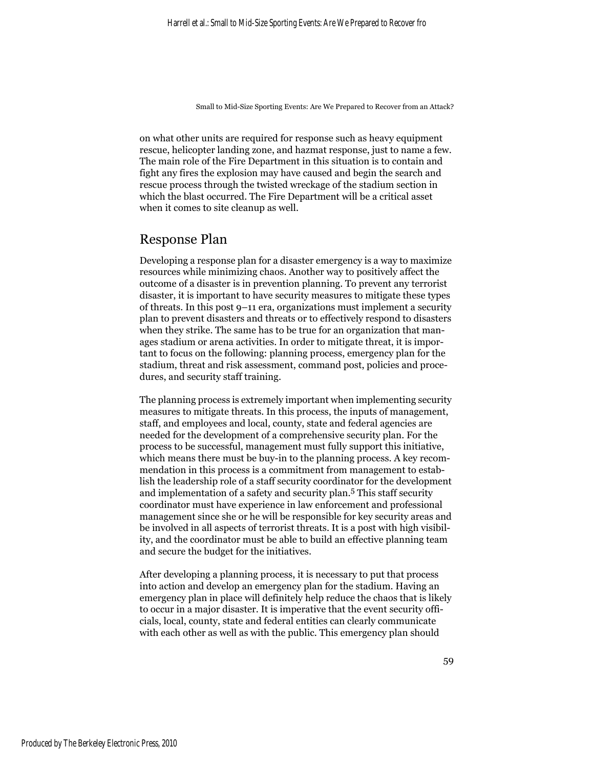on what other units are required for response such as heavy equipment rescue, helicopter landing zone, and hazmat response, just to name a few. The main role of the Fire Department in this situation is to contain and fight any fires the explosion may have caused and begin the search and rescue process through the twisted wreckage of the stadium section in which the blast occurred. The Fire Department will be a critical asset when it comes to site cleanup as well.

## Response Plan

Developing a response plan for a disaster emergency is a way to maximize resources while minimizing chaos. Another way to positively affect the outcome of a disaster is in prevention planning. To prevent any terrorist disaster, it is important to have security measures to mitigate these types of threats. In this post 9–11 era, organizations must implement a security plan to prevent disasters and threats or to effectively respond to disasters when they strike. The same has to be true for an organization that manages stadium or arena activities. In order to mitigate threat, it is important to focus on the following: planning process, emergency plan for the stadium, threat and risk assessment, command post, policies and procedures, and security staff training.

The planning process is extremely important when implementing security measures to mitigate threats. In this process, the inputs of management, staff, and employees and local, county, state and federal agencies are needed for the development of a comprehensive security plan. For the process to be successful, management must fully support this initiative, which means there must be buy-in to the planning process. A key recommendation in this process is a commitment from management to establish the leadership role of a staff security coordinator for the development and implementation of a safety and security plan.[5] This staff security coordinator must have experience in law enforcement and professional management since she or he will be responsible for key security areas and be involved in all aspects of terrorist threats. It is a post with high visibility, and the coordinator must be able to build an effective planning team and secure the budget for the initiatives.

After developing a planning process, it is necessary to put that process into action and develop an emergency plan for the stadium. Having an emergency plan in place will definitely help reduce the chaos that is likely to occur in a major disaster. It is imperative that the event security officials, local, county, state and federal entities can clearly communicate with each other as well as with the public. This emergency plan should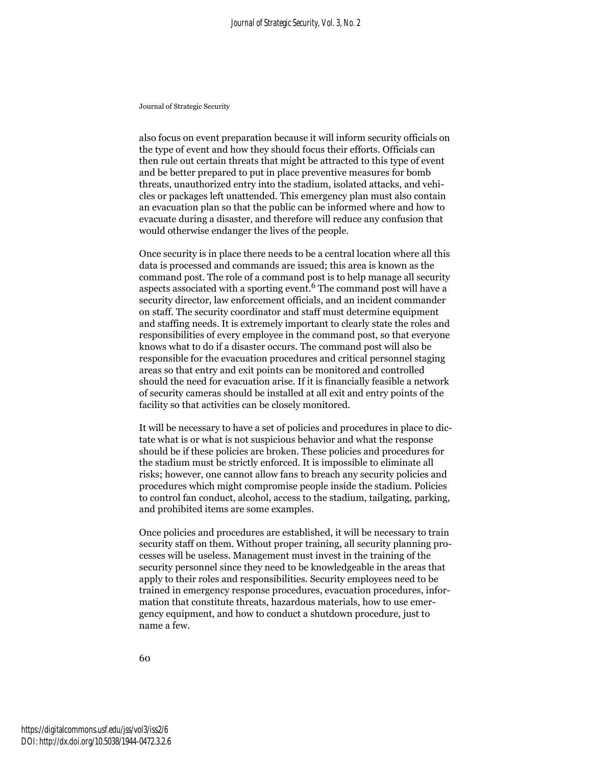also focus on event preparation because it will inform security officials on the type of event and how they should focus their efforts. Officials can then rule out certain threats that might be attracted to this type of event and be better prepared to put in place preventive measures for bomb threats, unauthorized entry into the stadium, isolated attacks, and vehicles or packages left unattended. This emergency plan must also contain an evacuation plan so that the public can be informed where and how to evacuate during a disaster, and therefore will reduce any confusion that would otherwise endanger the lives of the people.

Once security is in place there needs to be a central location where all this data is processed and commands are issued; this area is known as the command post. The role of a command post is to help manage all security aspects associated with a sporting event.[6] The command post will have a security director, law enforcement officials, and an incident commander on staff. The security coordinator and staff must determine equipment and staffing needs. It is extremely important to clearly state the roles and responsibilities of every employee in the command post, so that everyone knows what to do if a disaster occurs. The command post will also be responsible for the evacuation procedures and critical personnel staging areas so that entry and exit points can be monitored and controlled should the need for evacuation arise. If it is financially feasible a network of security cameras should be installed at all exit and entry points of the facility so that activities can be closely monitored.

It will be necessary to have a set of policies and procedures in place to dictate what is or what is not suspicious behavior and what the response should be if these policies are broken. These policies and procedures for the stadium must be strictly enforced. It is impossible to eliminate all risks; however, one cannot allow fans to breach any security policies and procedures which might compromise people inside the stadium. Policies to control fan conduct, alcohol, access to the stadium, tailgating, parking, and prohibited items are some examples.

Once policies and procedures are established, it will be necessary to train security staff on them. Without proper training, all security planning processes will be useless. Management must invest in the training of the security personnel since they need to be knowledgeable in the areas that apply to their roles and responsibilities. Security employees need to be trained in emergency response procedures, evacuation procedures, information that constitute threats, hazardous materials, how to use emergency equipment, and how to conduct a shutdown procedure, just to name a few.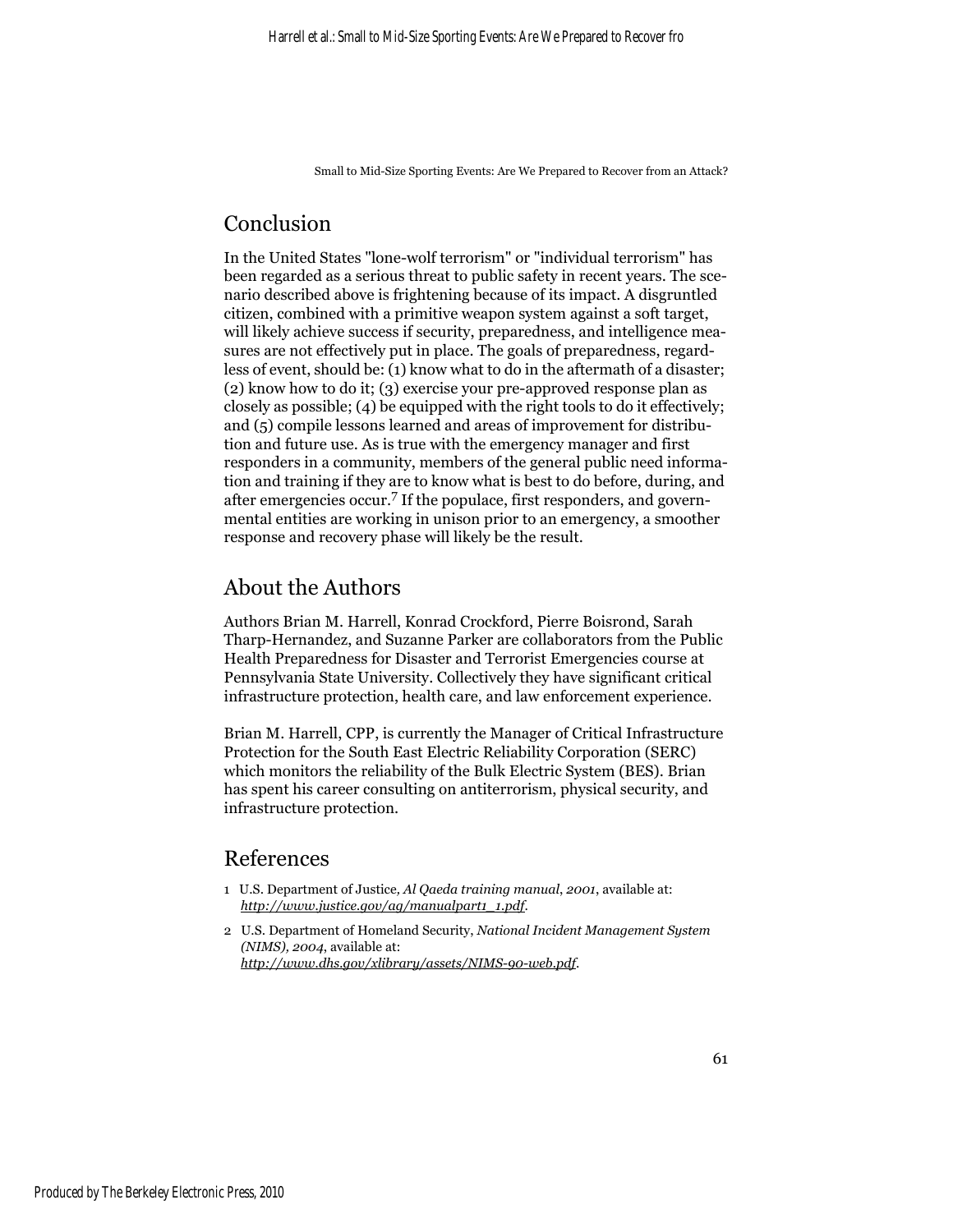## Conclusion

In the United States "lone-wolf terrorism" or "individual terrorism" has been regarded as a serious threat to public safety in recent years. The scenario described above is frightening because of its impact. A disgruntled citizen, combined with a primitive weapon system against a soft target, will likely achieve success if security, preparedness, and intelligence measures are not effectively put in place. The goals of preparedness, regardless of event, should be: (1) know what to do in the aftermath of a disaster; (2) know how to do it; (3) exercise your pre-approved response plan as closely as possible; (4) be equipped with the right tools to do it effectively; and (5) compile lessons learned and areas of improvement for distribution and future use. As is true with the emergency manager and first responders in a community, members of the general public need information and training if they are to know what is best to do before, during, and after emergencies occur.[7] If the populace, first responders, and governmental entities are working in unison prior to an emergency, a smoother response and recovery phase will likely be the result.

## About the Authors

Authors Brian M. Harrell, Konrad Crockford, Pierre Boisrond, Sarah Tharp-Hernandez, and Suzanne Parker are collaborators from the Public Health Preparedness for Disaster and Terrorist Emergencies course at Pennsylvania State University. Collectively they have significant critical infrastructure protection, health care, and law enforcement experience.

Brian M. Harrell, CPP, is currently the Manager of Critical Infrastructure Protection for the South East Electric Reliability Corporation (SERC) which monitors the reliability of the Bulk Electric System (BES). Brian has spent his career consulting on antiterrorism, physical security, and infrastructure protection.

## References

1 U.S. Department of Justice, *Al Qaeda training manual*, *2001*, available at: *http://www.justice.gov/ag/manualpart1_1.pdf*.

2 U.S. Department of Homeland Security, *National Incident Management System (NIMS)*, *2004*, available at: *http://www.dhs.gov/xlibrary/assets/NIMS-90-web.pdf*.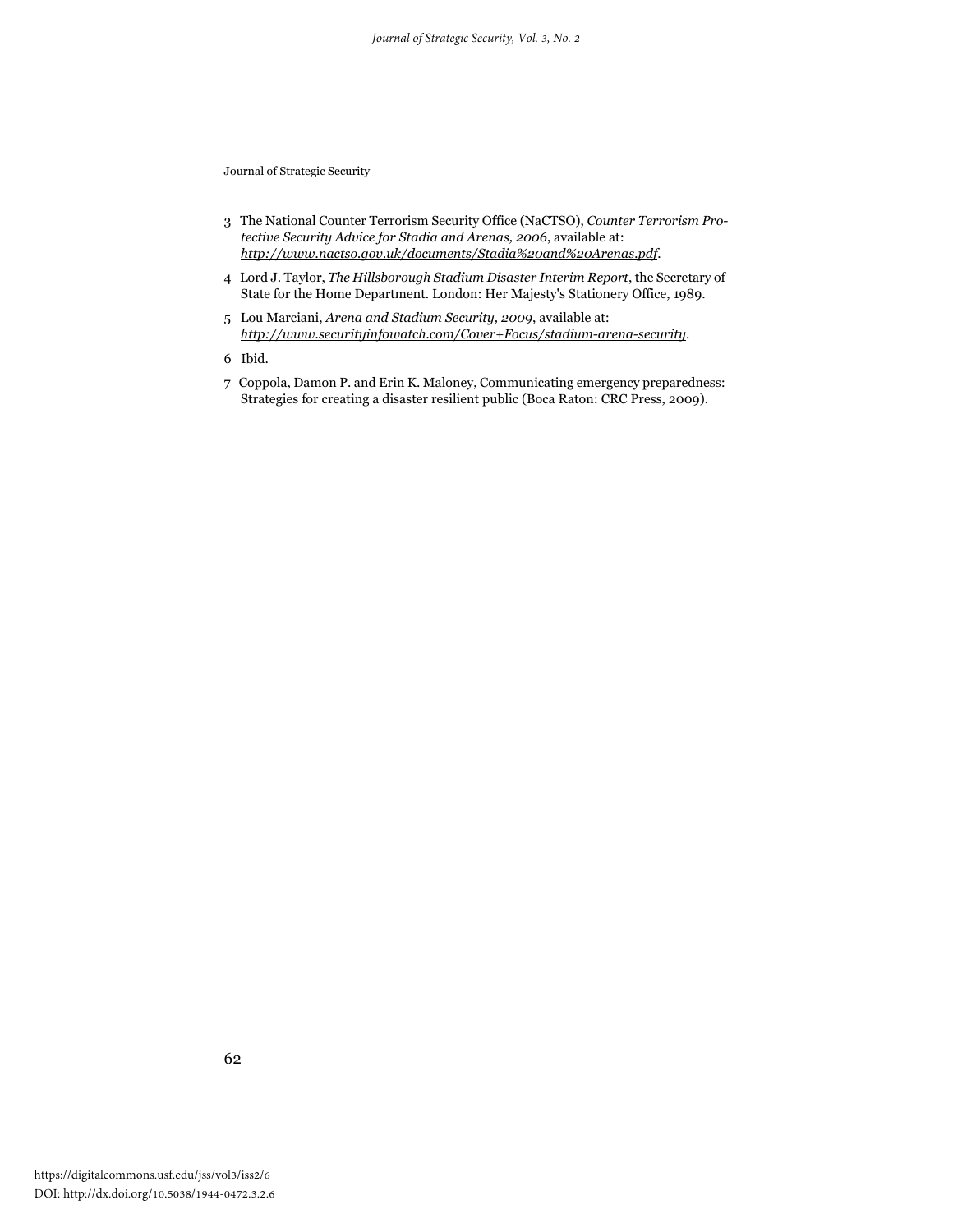3 The National Counter Terrorism Security Office (NaCTSO), *Counter Terrorism Protective Security Advice for Stadia and Arenas, 2006*, available at: *http://www.nactso.gov.uk/documents/Stadia%20and%20Arenas.pdf*.

4 Lord J. Taylor, *The Hillsborough Stadium Disaster Interim Report*, the Secretary of State for the Home Department. London: Her Majesty's Stationery Office, 1989.

5 Lou Marciani, *Arena and Stadium Security, 2009*, available at: *http://www.securityinfowatch.com/Cover+Focus/stadium-arena-security*.

6 Ibid.

7 Coppola, Damon P. and Erin K. Maloney, Communicating emergency preparedness: Strategies for creating a disaster resilient public (Boca Raton: CRC Press, 2009).